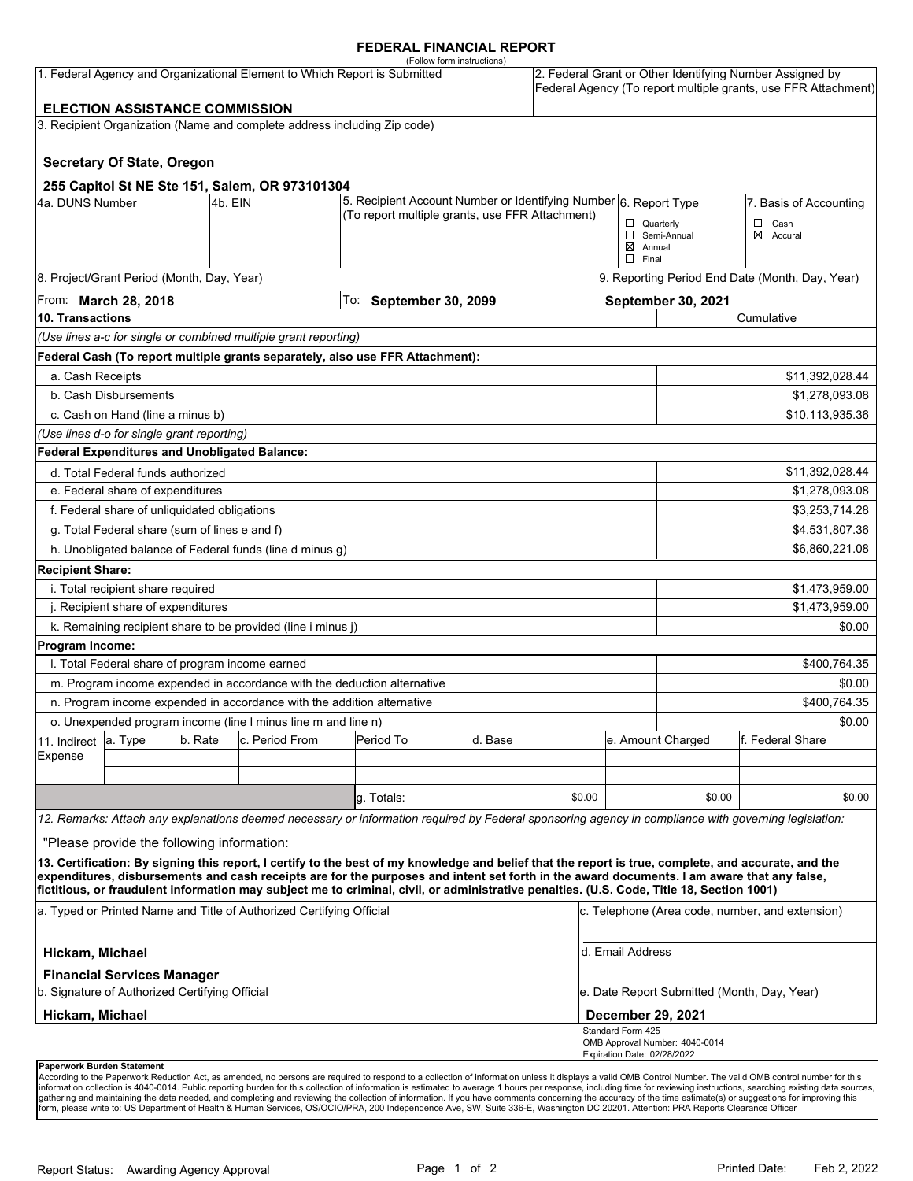# FEDERAL FINANCIAL REPORT

(Follow form instructions)

| 1. Federal Agency and Organizational Element to Which Report is Submitted | 2. Federal Grant or Other Identifying Number Assigned by Federal Agency (To report multiple grants, use FFR Attachment) |
|---|---|
| **ELECTION ASSISTANCE COMMISSION** | |

3. Recipient Organization (Name and complete address including Zip code)

**Secretary Of State, Oregon**

**255 Capitol St NE Ste 151, Salem, OR 973101304**

| 4a. DUNS Number | 4b. EIN | 5. Recipient Account Number or Identifying Number (To report multiple grants, use FFR Attachment) | 6. Report Type | 7. Basis of Accounting |
|---|---|---|---|---|
| | | | ☐ Quarterly<br>☐ Semi-Annual<br>☒ Annual<br>☐ Final | ☐ Cash<br>☒ Accural |

| 8. Project/Grant Period (Month, Day, Year) | | 9. Reporting Period End Date (Month, Day, Year) |
|---|---|---|
| From: **March 28, 2018** | To: **September 30, 2099** | **September 30, 2021** |

| **10. Transactions** | Cumulative |
|---|---|
| *(Use lines a-c for single or combined multiple grant reporting)* | |
| **Federal Cash (To report multiple grants separately, also use FFR Attachment):** | |
| a. Cash Receipts | $11,392,028.44 |
| b. Cash Disbursements | $1,278,093.08 |
| c. Cash on Hand (line a minus b) | $10,113,935.36 |
| *(Use lines d-o for single grant reporting)* | |
| **Federal Expenditures and Unobligated Balance:** | |
| d. Total Federal funds authorized | $11,392,028.44 |
| e. Federal share of expenditures | $1,278,093.08 |
| f. Federal share of unliquidated obligations | $3,253,714.28 |
| g. Total Federal share (sum of lines e and f) | $4,531,807.36 |
| h. Unobligated balance of Federal funds (line d minus g) | $6,860,221.08 |
| **Recipient Share:** | |
| i. Total recipient share required | $1,473,959.00 |
| j. Recipient share of expenditures | $1,473,959.00 |
| k. Remaining recipient share to be provided (line i minus j) | $0.00 |
| **Program Income:** | |
| l. Total Federal share of program income earned | $400,764.35 |
| m. Program income expended in accordance with the deduction alternative | $0.00 |
| n. Program income expended in accordance with the addition alternative | $400,764.35 |
| o. Unexpended program income (line l minus line m and line n) | $0.00 |

| 11. Indirect Expense | a. Type | b. Rate | c. Period From | Period To | d. Base | e. Amount Charged | f. Federal Share |
|---|---|---|---|---|---|---|---|
| | | | | | | | |
| | | | | | | | |
| | | | | g. Totals: | $0.00 | $0.00 | $0.00 |

*12. Remarks: Attach any explanations deemed necessary or information required by Federal sponsoring agency in compliance with governing legislation:*

"Please provide the following information:

**13. Certification: By signing this report, I certify to the best of my knowledge and belief that the report is true, complete, and accurate, and the expenditures, disbursements and cash receipts are for the purposes and intent set forth in the award documents. I am aware that any false, fictitious, or fraudulent information may subject me to criminal, civil, or administrative penalties. (U.S. Code, Title 18, Section 1001)**

| a. Typed or Printed Name and Title of Authorized Certifying Official | c. Telephone (Area code, number, and extension) |
|---|---|
| **Hickam, Michael**<br>**Financial Services Manager** | d. Email Address |
| b. Signature of Authorized Certifying Official | e. Date Report Submitted (Month, Day, Year) |
| **Hickam, Michael** | **December 29, 2021** |

Standard Form 425
OMB Approval Number: 4040-0014
Expiration Date: 02/28/2022

**Paperwork Burden Statement**
According to the Paperwork Reduction Act, as amended, no persons are required to respond to a collection of information unless it displays a valid OMB Control Number. The valid OMB control number for this information collection is 4040-0014. Public reporting burden for this collection of information is estimated to average 1 hours per response, including time for reviewing instructions, searching existing data sources, gathering and maintaining the data needed, and completing and reviewing the collection of information. If you have comments concerning the accuracy of the time estimate(s) or suggestions for improving this form, please write to: US Department of Health & Human Services, OS/OCIO/PRA, 200 Independence Ave, SW, Suite 336-E, Washington DC 20201. Attention: PRA Reports Clearance Officer

Report Status: Awarding Agency Approval

Printed Date: Feb 2, 2022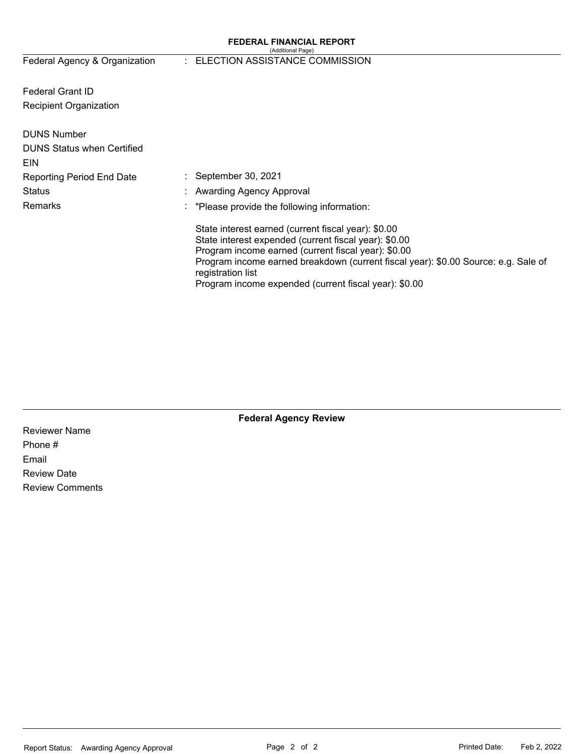## FEDERAL FINANCIAL REPORT

(Additional Page)

| | | |
|---|---|---|
| Federal Agency & Organization | : | ELECTION ASSISTANCE COMMISSION |
| Federal Grant ID | | |
| Recipient Organization | | |
| DUNS Number | | |
| DUNS Status when Certified | | |
| EIN | | |
| Reporting Period End Date | : | September 30, 2021 |
| Status | : | Awarding Agency Approval |
| Remarks | : | "Please provide the following information: |

State interest earned (current fiscal year): $0.00
State interest expended (current fiscal year): $0.00
Program income earned (current fiscal year): $0.00
Program income earned breakdown (current fiscal year): $0.00 Source: e.g. Sale of registration list
Program income expended (current fiscal year): $0.00

### Federal Agency Review

Reviewer Name
Phone #
Email
Review Date
Review Comments

Report Status: Awarding Agency Approval

Printed Date: Feb 2, 2022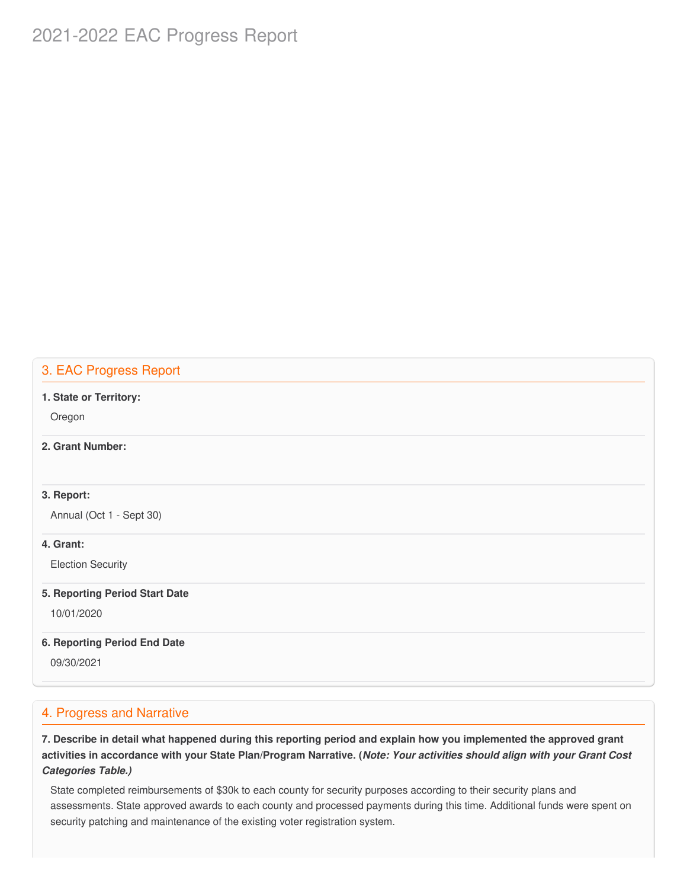# 2021-2022 EAC Progress Report

## 3. EAC Progress Report

**1. State or Territory:**

Oregon

**2. Grant Number:**

**3. Report:**

Annual (Oct 1 - Sept 30)

**4. Grant:**

Election Security

**5. Reporting Period Start Date**

10/01/2020

**6. Reporting Period End Date**

09/30/2021

## 4. Progress and Narrative

**7. Describe in detail what happened during this reporting period and explain how you implemented the approved grant activities in accordance with your State Plan/Program Narrative. (*Note: Your activities should align with your Grant Cost Categories Table.)***

State completed reimbursements of $30k to each county for security purposes according to their security plans and assessments. State approved awards to each county and processed payments during this time. Additional funds were spent on security patching and maintenance of the existing voter registration system.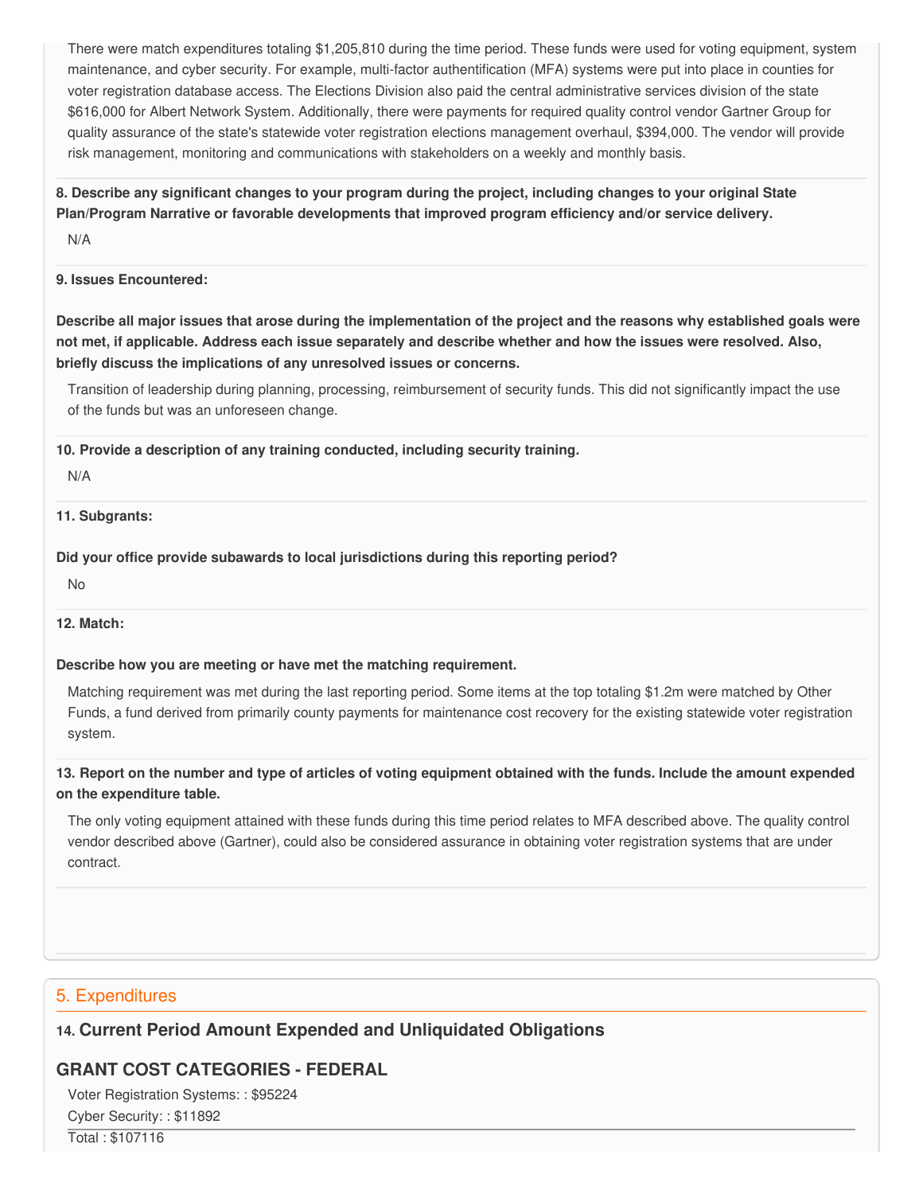There were match expenditures totaling $1,205,810 during the time period. These funds were used for voting equipment, system maintenance, and cyber security. For example, multi-factor authentification (MFA) systems were put into place in counties for voter registration database access. The Elections Division also paid the central administrative services division of the state $616,000 for Albert Network System. Additionally, there were payments for required quality control vendor Gartner Group for quality assurance of the state's statewide voter registration elections management overhaul, $394,000. The vendor will provide risk management, monitoring and communications with stakeholders on a weekly and monthly basis.

**8. Describe any significant changes to your program during the project, including changes to your original State Plan/Program Narrative or favorable developments that improved program efficiency and/or service delivery.**

N/A

**9. Issues Encountered:**

**Describe all major issues that arose during the implementation of the project and the reasons why established goals were not met, if applicable. Address each issue separately and describe whether and how the issues were resolved. Also, briefly discuss the implications of any unresolved issues or concerns.**

Transition of leadership during planning, processing, reimbursement of security funds. This did not significantly impact the use of the funds but was an unforeseen change.

**10. Provide a description of any training conducted, including security training.**

N/A

**11. Subgrants:**

**Did your office provide subawards to local jurisdictions during this reporting period?**

No

**12. Match:**

**Describe how you are meeting or have met the matching requirement.**

Matching requirement was met during the last reporting period. Some items at the top totaling $1.2m were matched by Other Funds, a fund derived from primarily county payments for maintenance cost recovery for the existing statewide voter registration system.

**13. Report on the number and type of articles of voting equipment obtained with the funds. Include the amount expended on the expenditure table.**

The only voting equipment attained with these funds during this time period relates to MFA described above. The quality control vendor described above (Gartner), could also be considered assurance in obtaining voter registration systems that are under contract.

## 5. Expenditures

### 14. Current Period Amount Expended and Unliquidated Obligations

### GRANT COST CATEGORIES - FEDERAL

Voter Registration Systems: : $95224

Cyber Security: : $11892

Total : $107116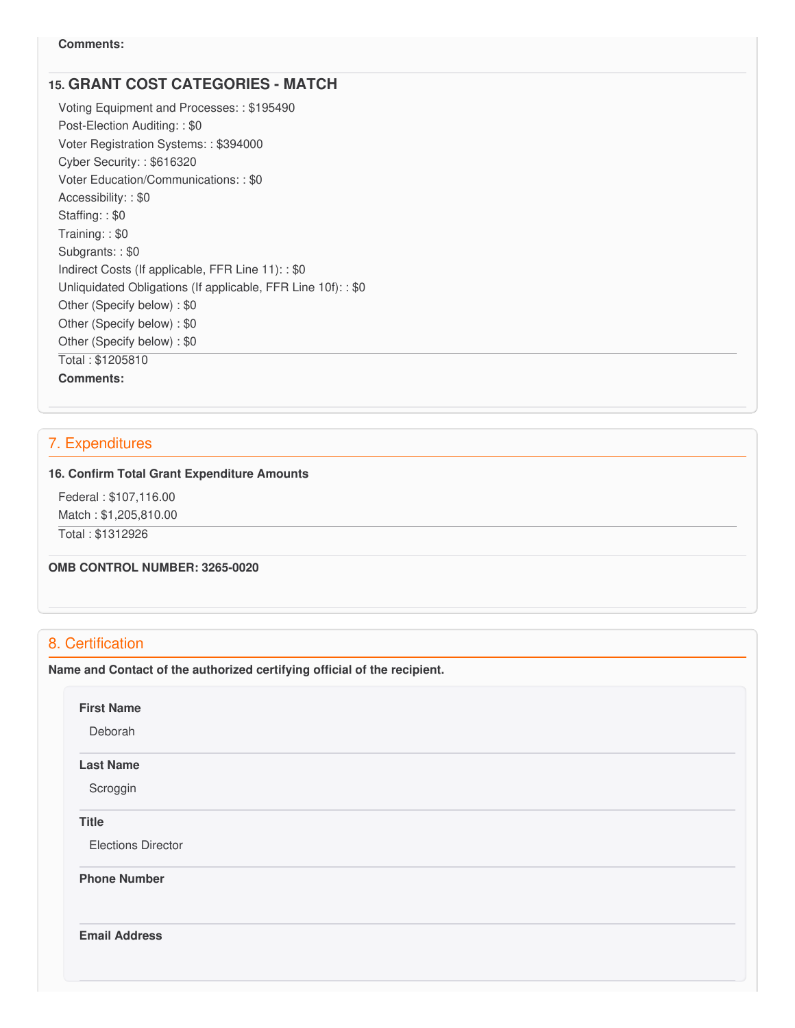**Comments:**

### 15. GRANT COST CATEGORIES - MATCH

Voting Equipment and Processes: : $195490
Post-Election Auditing: : $0
Voter Registration Systems: : $394000
Cyber Security: : $616320
Voter Education/Communications: : $0
Accessibility: : $0
Staffing: : $0
Training: : $0
Subgrants: : $0
Indirect Costs (If applicable, FFR Line 11): : $0
Unliquidated Obligations (If applicable, FFR Line 10f): : $0
Other (Specify below) : $0
Other (Specify below) : $0
Other (Specify below) : $0

Total : $1205810

**Comments:**

## 7. Expenditures

**16. Confirm Total Grant Expenditure Amounts**

Federal : $107,116.00
Match : $1,205,810.00

Total : $1312926

**OMB CONTROL NUMBER: 3265-0020**

## 8. Certification

**Name and Contact of the authorized certifying official of the recipient.**

**First Name**

Deborah

**Last Name**

Scroggin

**Title**

Elections Director

**Phone Number**

**Email Address**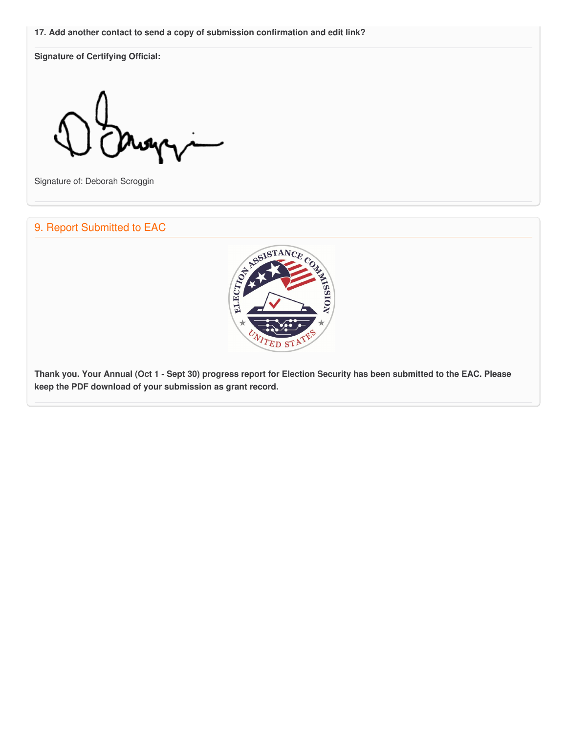**17. Add another contact to send a copy of submission confirmation and edit link?**

**Signature of Certifying Official:**

Signature of: Deborah Scroggin

## 9. Report Submitted to EAC

**Thank you. Your Annual (Oct 1 - Sept 30) progress report for Election Security has been submitted to the EAC. Please keep the PDF download of your submission as grant record.**